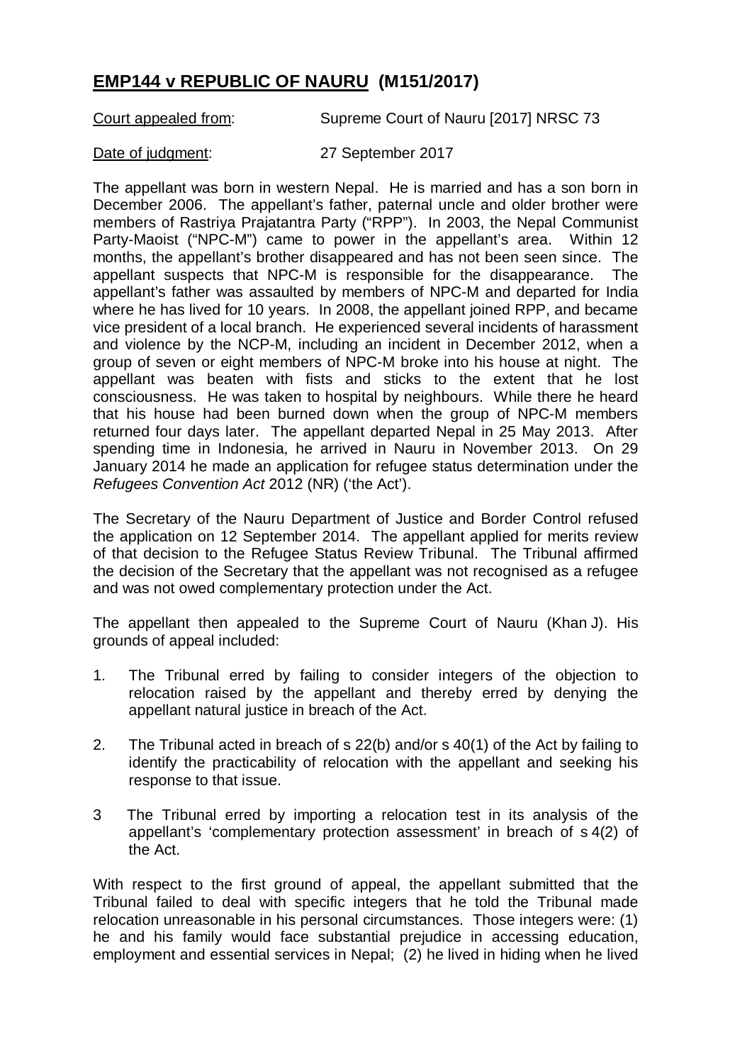# **EMP144 v REPUBLIC OF NAURU (M151/2017)**

Court appealed from: Supreme Court of Nauru [2017] NRSC 73

Date of judgment: 27 September 2017

The appellant was born in western Nepal. He is married and has a son born in December 2006. The appellant's father, paternal uncle and older brother were members of Rastriya Prajatantra Party ("RPP"). In 2003, the Nepal Communist Party-Maoist ("NPC-M") came to power in the appellant's area. Within 12 months, the appellant's brother disappeared and has not been seen since. The appellant suspects that NPC-M is responsible for the disappearance. The appellant's father was assaulted by members of NPC-M and departed for India where he has lived for 10 years. In 2008, the appellant joined RPP, and became vice president of a local branch. He experienced several incidents of harassment and violence by the NCP-M, including an incident in December 2012, when a group of seven or eight members of NPC-M broke into his house at night. The appellant was beaten with fists and sticks to the extent that he lost consciousness. He was taken to hospital by neighbours. While there he heard that his house had been burned down when the group of NPC-M members returned four days later. The appellant departed Nepal in 25 May 2013. After spending time in Indonesia, he arrived in Nauru in November 2013. On 29 January 2014 he made an application for refugee status determination under the *Refugees Convention Act* 2012 (NR) ('the Act').

The Secretary of the Nauru Department of Justice and Border Control refused the application on 12 September 2014. The appellant applied for merits review of that decision to the Refugee Status Review Tribunal. The Tribunal affirmed the decision of the Secretary that the appellant was not recognised as a refugee and was not owed complementary protection under the Act.

The appellant then appealed to the Supreme Court of Nauru (Khan J). His grounds of appeal included:

1. The Tribunal erred by failing to consider integers of the objection to relocation raised by the appellant and thereby erred by denying the appellant natural justice in breach of the Act.

2. The Tribunal acted in breach of s 22(b) and/or s 40(1) of the Act by failing to identify the practicability of relocation with the appellant and seeking his response to that issue.

3. The Tribunal erred by importing a relocation test in its analysis of the appellant's 'complementary protection assessment' in breach of s 4(2) of the Act.

With respect to the first ground of appeal, the appellant submitted that the Tribunal failed to deal with specific integers that he told the Tribunal made relocation unreasonable in his personal circumstances. Those integers were: (1) he and his family would face substantial prejudice in accessing education, employment and essential services in Nepal; (2) he lived in hiding when he lived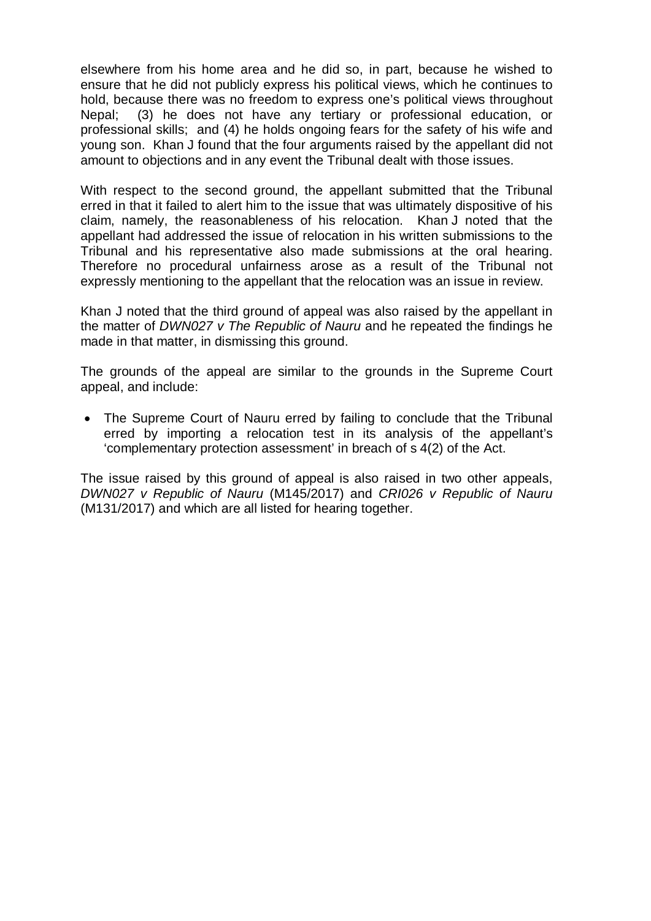elsewhere from his home area and he did so, in part, because he wished to ensure that he did not publicly express his political views, which he continues to hold, because there was no freedom to express one's political views throughout Nepal; (3) he does not have any tertiary or professional education, or professional skills; and (4) he holds ongoing fears for the safety of his wife and young son. Khan J found that the four arguments raised by the appellant did not amount to objections and in any event the Tribunal dealt with those issues.

With respect to the second ground, the appellant submitted that the Tribunal erred in that it failed to alert him to the issue that was ultimately dispositive of his claim, namely, the reasonableness of his relocation. Khan J noted that the appellant had addressed the issue of relocation in his written submissions to the Tribunal and his representative also made submissions at the oral hearing. Therefore no procedural unfairness arose as a result of the Tribunal not expressly mentioning to the appellant that the relocation was an issue in review.

Khan J noted that the third ground of appeal was also raised by the appellant in the matter of *DWN027 v The Republic of Nauru* and he repeated the findings he made in that matter, in dismissing this ground.

The grounds of the appeal are similar to the grounds in the Supreme Court appeal, and include:

- The Supreme Court of Nauru erred by failing to conclude that the Tribunal erred by importing a relocation test in its analysis of the appellant's 'complementary protection assessment' in breach of s 4(2) of the Act.

The issue raised by this ground of appeal is also raised in two other appeals, *DWN027 v Republic of Nauru* (M145/2017) and *CRI026 v Republic of Nauru* (M131/2017) and which are all listed for hearing together.